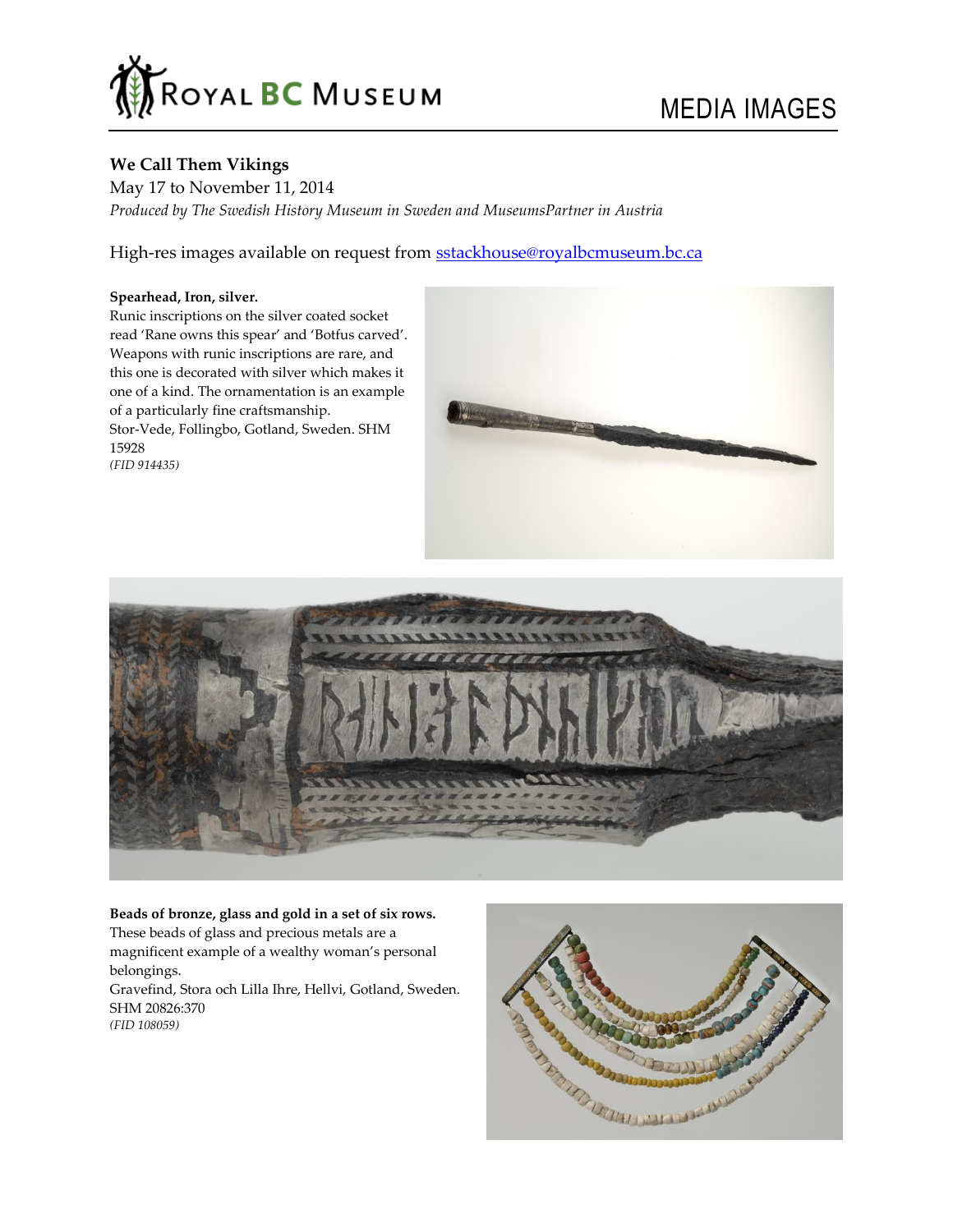ROYAL BC MUSEUM

MEDIA IMAGES

**We Call Them Vikings**

May 17 to November 11, 2014

*Produced by The Swedish History Museum in Sweden and MuseumsPartner in Austria*

High-res images available on request from [sstackhouse@royalbcmuseum.bc.ca](mailto:sstackhouse@royalbcmuseum.bc.ca)

**Spearhead, Iron, silver.**

Runic inscriptions on the silver coated socket read 'Rane owns this spear' and 'Botfus carved'. Weapons with runic inscriptions are rare, and this one is decorated with silver which makes it one of a kind. The ornamentation is an example of a particularly fine craftsmanship.

Stor-Vede, Follingbo, Gotland, Sweden. SHM 15928

*(FID 914435)*

**Beads of bronze, glass and gold in a set of six rows.**

These beads of glass and precious metals are a magnificent example of a wealthy woman's personal belongings.

Gravefind, Stora och Lilla Ihre, Hellvi, Gotland, Sweden. SHM 20826:370

*(FID 108059)*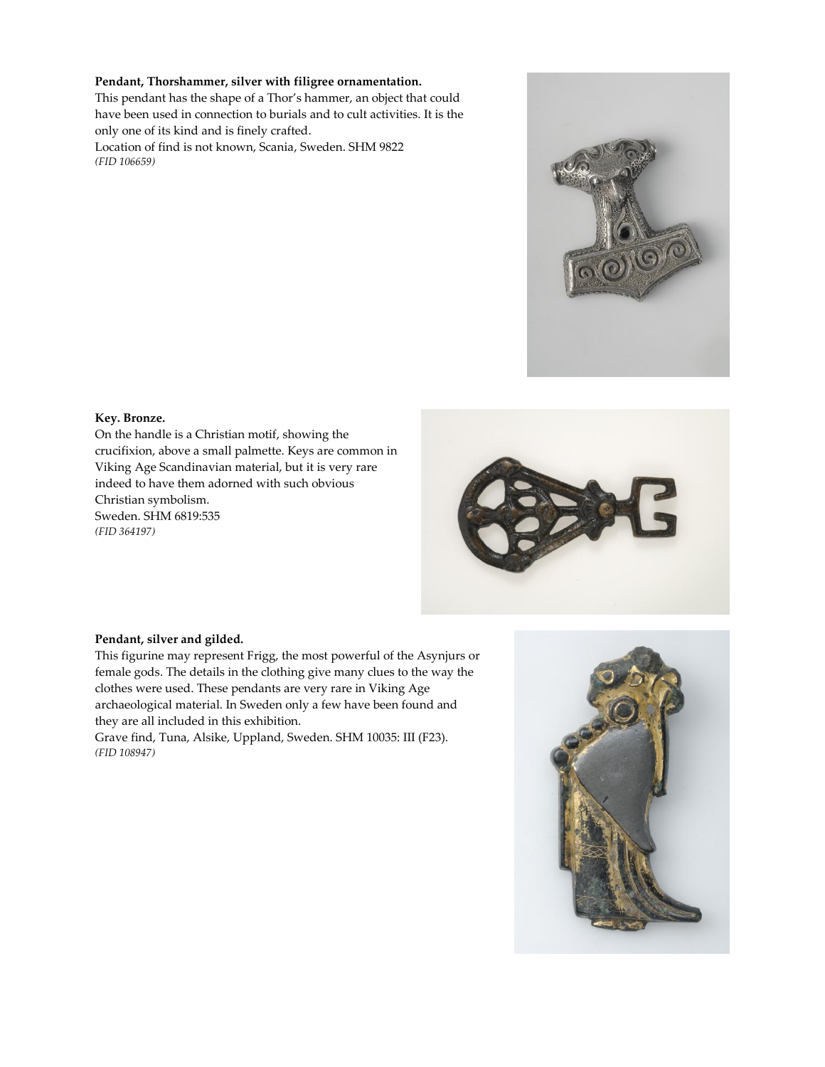**Pendant, Thorshammer, silver with filigree ornamentation.**
This pendant has the shape of a Thor's hammer, an object that could have been used in connection to burials and to cult activities. It is the only one of its kind and is finely crafted.
Location of find is not known, Scania, Sweden. SHM 9822
*(FID 106659)*

**Key. Bronze.**
On the handle is a Christian motif, showing the crucifixion, above a small palmette. Keys are common in Viking Age Scandinavian material, but it is very rare indeed to have them adorned with such obvious Christian symbolism.
Sweden. SHM 6819:535
*(FID 364197)*

**Pendant, silver and gilded.**
This figurine may represent Frigg, the most powerful of the Asynjurs or female gods. The details in the clothing give many clues to the way the clothes were used. These pendants are very rare in Viking Age archaeological material. In Sweden only a few have been found and they are all included in this exhibition.
Grave find, Tuna, Alsike, Uppland, Sweden. SHM 10035: III (F23).
*(FID 108947)*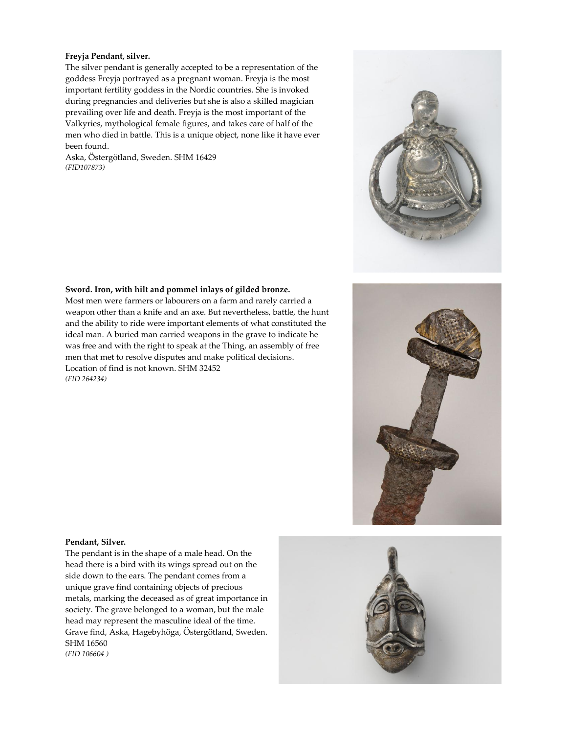**Freyja Pendant, silver.**

The silver pendant is generally accepted to be a representation of the goddess Freyja portrayed as a pregnant woman. Freyja is the most important fertility goddess in the Nordic countries. She is invoked during pregnancies and deliveries but she is also a skilled magician prevailing over life and death. Freyja is the most important of the Valkyries, mythological female figures, and takes care of half of the men who died in battle. This is a unique object, none like it have ever been found.

Aska, Östergötland, Sweden. SHM 16429

*(FID107873)*

**Sword. Iron, with hilt and pommel inlays of gilded bronze.**

Most men were farmers or labourers on a farm and rarely carried a weapon other than a knife and an axe. But nevertheless, battle, the hunt and the ability to ride were important elements of what constituted the ideal man. A buried man carried weapons in the grave to indicate he was free and with the right to speak at the Thing, an assembly of free men that met to resolve disputes and make political decisions.

Location of find is not known. SHM 32452

*(FID 264234)*

**Pendant, Silver.**

The pendant is in the shape of a male head. On the head there is a bird with its wings spread out on the side down to the ears. The pendant comes from a unique grave find containing objects of precious metals, marking the deceased as of great importance in society. The grave belonged to a woman, but the male head may represent the masculine ideal of the time.

Grave find, Aska, Hagebyhöga, Östergötland, Sweden. SHM 16560

*(FID 106604 )*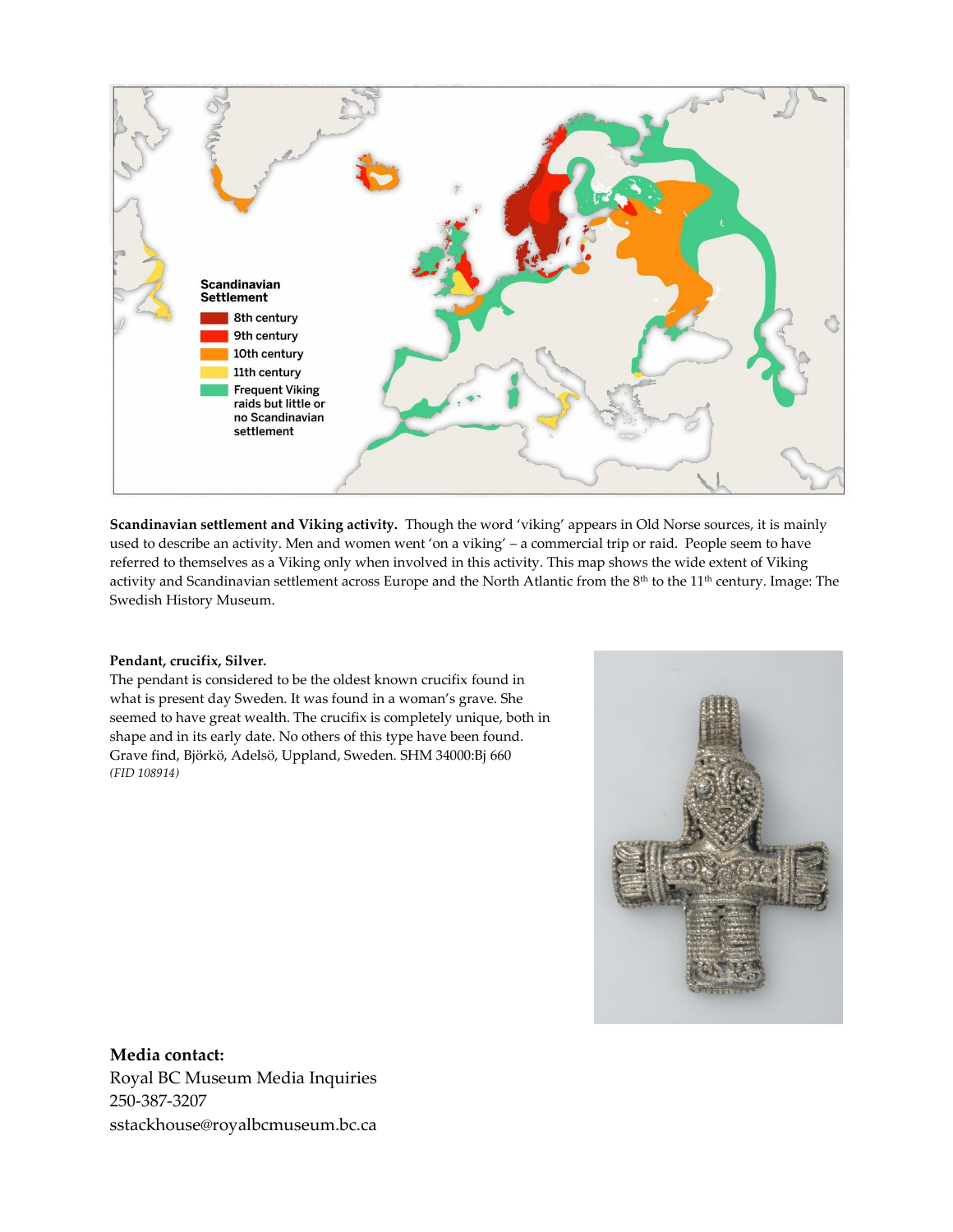Scandinavian Settlement
8th century
9th century
10th century
11th century
Frequent Viking raids but little or no Scandinavian settlement

**Scandinavian settlement and Viking activity.** Though the word 'viking' appears in Old Norse sources, it is mainly used to describe an activity. Men and women went 'on a viking' – a commercial trip or raid. People seem to have referred to themselves as a Viking only when involved in this activity. This map shows the wide extent of Viking activity and Scandinavian settlement across Europe and the North Atlantic from the 8th to the 11th century. Image: The Swedish History Museum.

**Pendant, crucifix, Silver.**
The pendant is considered to be the oldest known crucifix found in what is present day Sweden. It was found in a woman's grave. She seemed to have great wealth. The crucifix is completely unique, both in shape and in its early date. No others of this type have been found. Grave find, Björkö, Adelsö, Uppland, Sweden. SHM 34000:Bj 660
*(FID 108914)*

**Media contact:**
Royal BC Museum Media Inquiries
250-387-3207
sstackhouse@royalbcmuseum.bc.ca